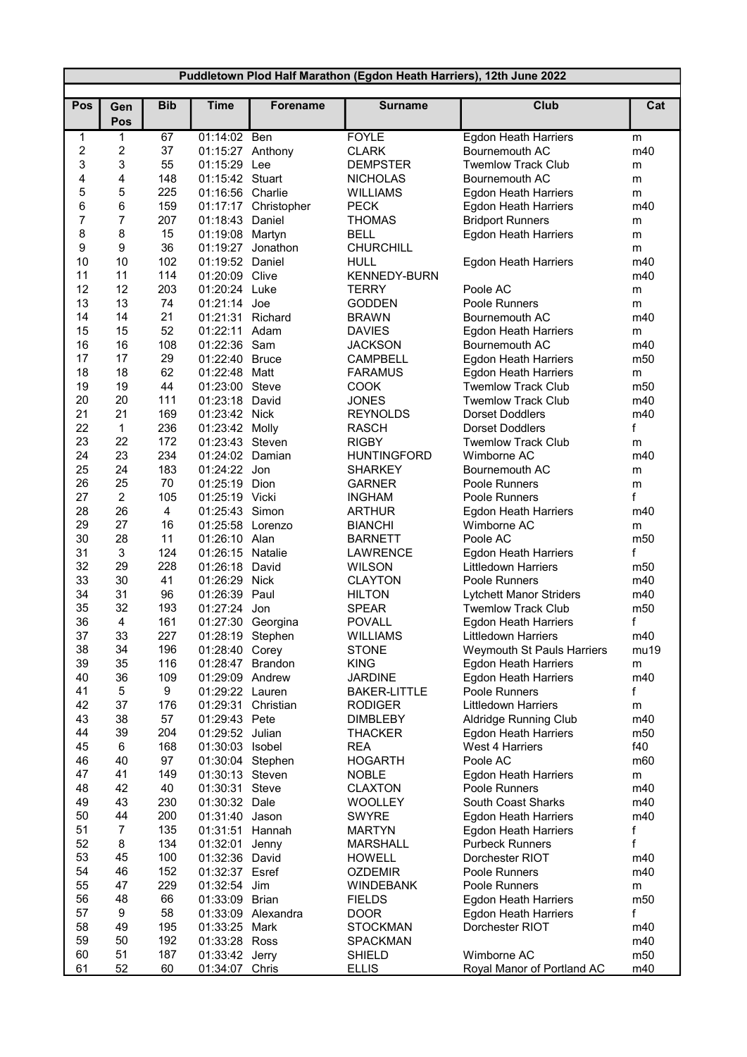# Puddletown Plod Half Marathon (Egdon Heath Harriers), 12th June 2022

| Pos | Gen Pos | Bib | Time | Forename | Surname | Club | Cat |
|---|---|---|---|---|---|---|---|
| 1 | 1 | 67 | 01:14:02 | Ben | FOYLE | Egdon Heath Harriers | m |
| 2 | 2 | 37 | 01:15:27 | Anthony | CLARK | Bournemouth AC | m40 |
| 3 | 3 | 55 | 01:15:29 | Lee | DEMPSTER | Twemlow Track Club | m |
| 4 | 4 | 148 | 01:15:42 | Stuart | NICHOLAS | Bournemouth AC | m |
| 5 | 5 | 225 | 01:16:56 | Charlie | WILLIAMS | Egdon Heath Harriers | m |
| 6 | 6 | 159 | 01:17:17 | Christopher | PECK | Egdon Heath Harriers | m40 |
| 7 | 7 | 207 | 01:18:43 | Daniel | THOMAS | Bridport Runners | m |
| 8 | 8 | 15 | 01:19:08 | Martyn | BELL | Egdon Heath Harriers | m |
| 9 | 9 | 36 | 01:19:27 | Jonathon | CHURCHILL | | m |
| 10 | 10 | 102 | 01:19:52 | Daniel | HULL | Egdon Heath Harriers | m40 |
| 11 | 11 | 114 | 01:20:09 | Clive | KENNEDY-BURN | | m40 |
| 12 | 12 | 203 | 01:20:24 | Luke | TERRY | Poole AC | m |
| 13 | 13 | 74 | 01:21:14 | Joe | GODDEN | Poole Runners | m |
| 14 | 14 | 21 | 01:21:31 | Richard | BRAWN | Bournemouth AC | m40 |
| 15 | 15 | 52 | 01:22:11 | Adam | DAVIES | Egdon Heath Harriers | m |
| 16 | 16 | 108 | 01:22:36 | Sam | JACKSON | Bournemouth AC | m40 |
| 17 | 17 | 29 | 01:22:40 | Bruce | CAMPBELL | Egdon Heath Harriers | m50 |
| 18 | 18 | 62 | 01:22:48 | Matt | FARAMUS | Egdon Heath Harriers | m |
| 19 | 19 | 44 | 01:23:00 | Steve | COOK | Twemlow Track Club | m50 |
| 20 | 20 | 111 | 01:23:18 | David | JONES | Twemlow Track Club | m40 |
| 21 | 21 | 169 | 01:23:42 | Nick | REYNOLDS | Dorset Doddlers | m40 |
| 22 | 1 | 236 | 01:23:42 | Molly | RASCH | Dorset Doddlers | f |
| 23 | 22 | 172 | 01:23:43 | Steven | RIGBY | Twemlow Track Club | m |
| 24 | 23 | 234 | 01:24:02 | Damian | HUNTINGFORD | Wimborne AC | m40 |
| 25 | 24 | 183 | 01:24:22 | Jon | SHARKEY | Bournemouth AC | m |
| 26 | 25 | 70 | 01:25:19 | Dion | GARNER | Poole Runners | m |
| 27 | 2 | 105 | 01:25:19 | Vicki | INGHAM | Poole Runners | f |
| 28 | 26 | 4 | 01:25:43 | Simon | ARTHUR | Egdon Heath Harriers | m40 |
| 29 | 27 | 16 | 01:25:58 | Lorenzo | BIANCHI | Wimborne AC | m |
| 30 | 28 | 11 | 01:26:10 | Alan | BARNETT | Poole AC | m50 |
| 31 | 3 | 124 | 01:26:15 | Natalie | LAWRENCE | Egdon Heath Harriers | f |
| 32 | 29 | 228 | 01:26:18 | David | WILSON | Littledown Harriers | m50 |
| 33 | 30 | 41 | 01:26:29 | Nick | CLAYTON | Poole Runners | m40 |
| 34 | 31 | 96 | 01:26:39 | Paul | HILTON | Lytchett Manor Striders | m40 |
| 35 | 32 | 193 | 01:27:24 | Jon | SPEAR | Twemlow Track Club | m50 |
| 36 | 4 | 161 | 01:27:30 | Georgina | POVALL | Egdon Heath Harriers | f |
| 37 | 33 | 227 | 01:28:19 | Stephen | WILLIAMS | Littledown Harriers | m40 |
| 38 | 34 | 196 | 01:28:40 | Corey | STONE | Weymouth St Pauls Harriers | mu19 |
| 39 | 35 | 116 | 01:28:47 | Brandon | KING | Egdon Heath Harriers | m |
| 40 | 36 | 109 | 01:29:09 | Andrew | JARDINE | Egdon Heath Harriers | m40 |
| 41 | 5 | 9 | 01:29:22 | Lauren | BAKER-LITTLE | Poole Runners | f |
| 42 | 37 | 176 | 01:29:31 | Christian | RODIGER | Littledown Harriers | m |
| 43 | 38 | 57 | 01:29:43 | Pete | DIMBLEBY | Aldridge Running Club | m40 |
| 44 | 39 | 204 | 01:29:52 | Julian | THACKER | Egdon Heath Harriers | m50 |
| 45 | 6 | 168 | 01:30:03 | Isobel | REA | West 4 Harriers | f40 |
| 46 | 40 | 97 | 01:30:04 | Stephen | HOGARTH | Poole AC | m60 |
| 47 | 41 | 149 | 01:30:13 | Steven | NOBLE | Egdon Heath Harriers | m |
| 48 | 42 | 40 | 01:30:31 | Steve | CLAXTON | Poole Runners | m40 |
| 49 | 43 | 230 | 01:30:32 | Dale | WOOLLEY | South Coast Sharks | m40 |
| 50 | 44 | 200 | 01:31:40 | Jason | SWYRE | Egdon Heath Harriers | m40 |
| 51 | 7 | 135 | 01:31:51 | Hannah | MARTYN | Egdon Heath Harriers | f |
| 52 | 8 | 134 | 01:32:01 | Jenny | MARSHALL | Purbeck Runners | f |
| 53 | 45 | 100 | 01:32:36 | David | HOWELL | Dorchester RIOT | m40 |
| 54 | 46 | 152 | 01:32:37 | Esref | OZDEMIR | Poole Runners | m40 |
| 55 | 47 | 229 | 01:32:54 | Jim | WINDEBANK | Poole Runners | m |
| 56 | 48 | 66 | 01:33:09 | Brian | FIELDS | Egdon Heath Harriers | m50 |
| 57 | 9 | 58 | 01:33:09 | Alexandra | DOOR | Egdon Heath Harriers | f |
| 58 | 49 | 195 | 01:33:25 | Mark | STOCKMAN | Dorchester RIOT | m40 |
| 59 | 50 | 192 | 01:33:28 | Ross | SPACKMAN | | m40 |
| 60 | 51 | 187 | 01:33:42 | Jerry | SHIELD | Wimborne AC | m50 |
| 61 | 52 | 60 | 01:34:07 | Chris | ELLIS | Royal Manor of Portland AC | m40 |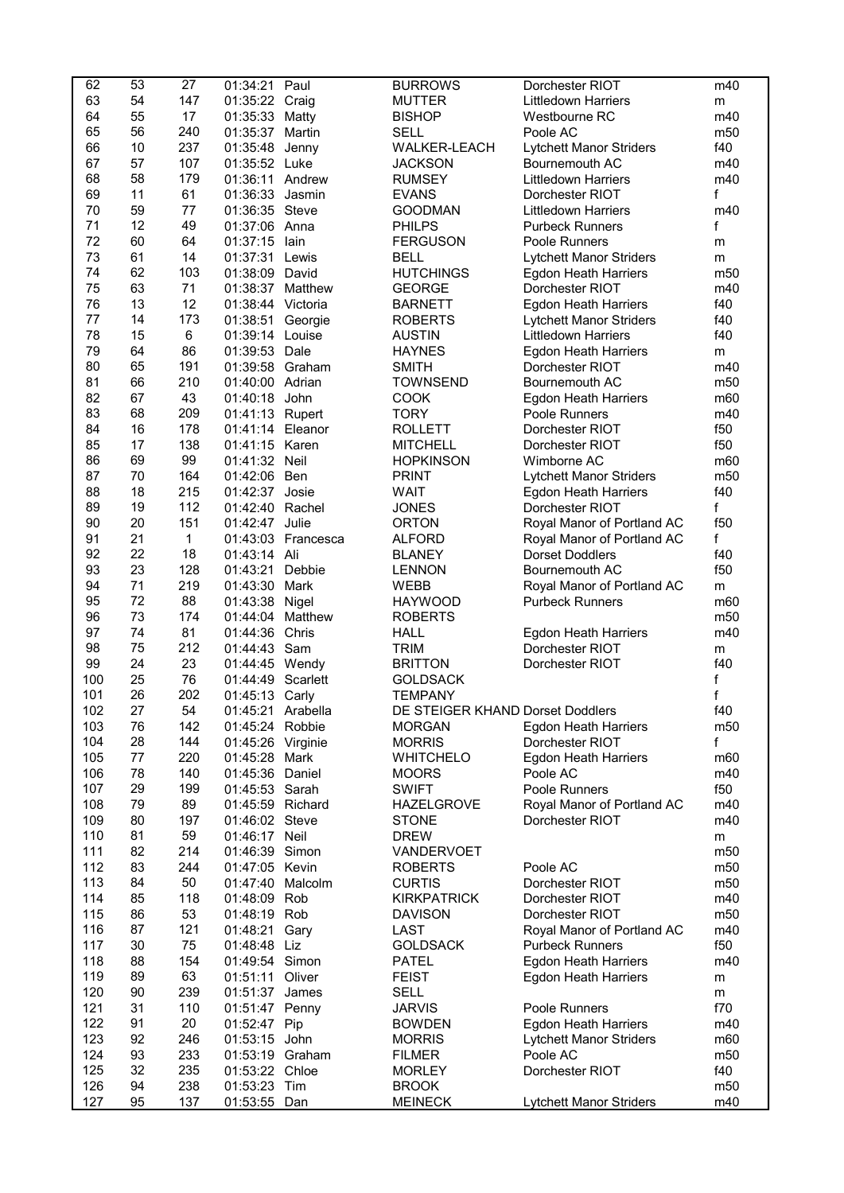| | | | | | | | |
|---|---|---|---|---|---|---|---|
| 62 | 53 | 27 | 01:34:21 | Paul | BURROWS | Dorchester RIOT | m40 |
| 63 | 54 | 147 | 01:35:22 | Craig | MUTTER | Littledown Harriers | m |
| 64 | 55 | 17 | 01:35:33 | Matty | BISHOP | Westbourne RC | m40 |
| 65 | 56 | 240 | 01:35:37 | Martin | SELL | Poole AC | m50 |
| 66 | 10 | 237 | 01:35:48 | Jenny | WALKER-LEACH | Lytchett Manor Striders | f40 |
| 67 | 57 | 107 | 01:35:52 | Luke | JACKSON | Bournemouth AC | m40 |
| 68 | 58 | 179 | 01:36:11 | Andrew | RUMSEY | Littledown Harriers | m40 |
| 69 | 11 | 61 | 01:36:33 | Jasmin | EVANS | Dorchester RIOT | f |
| 70 | 59 | 77 | 01:36:35 | Steve | GOODMAN | Littledown Harriers | m40 |
| 71 | 12 | 49 | 01:37:06 | Anna | PHILPS | Purbeck Runners | f |
| 72 | 60 | 64 | 01:37:15 | Iain | FERGUSON | Poole Runners | m |
| 73 | 61 | 14 | 01:37:31 | Lewis | BELL | Lytchett Manor Striders | m |
| 74 | 62 | 103 | 01:38:09 | David | HUTCHINGS | Egdon Heath Harriers | m50 |
| 75 | 63 | 71 | 01:38:37 | Matthew | GEORGE | Dorchester RIOT | m40 |
| 76 | 13 | 12 | 01:38:44 | Victoria | BARNETT | Egdon Heath Harriers | f40 |
| 77 | 14 | 173 | 01:38:51 | Georgie | ROBERTS | Lytchett Manor Striders | f40 |
| 78 | 15 | 6 | 01:39:14 | Louise | AUSTIN | Littledown Harriers | f40 |
| 79 | 64 | 86 | 01:39:53 | Dale | HAYNES | Egdon Heath Harriers | m |
| 80 | 65 | 191 | 01:39:58 | Graham | SMITH | Dorchester RIOT | m40 |
| 81 | 66 | 210 | 01:40:00 | Adrian | TOWNSEND | Bournemouth AC | m50 |
| 82 | 67 | 43 | 01:40:18 | John | COOK | Egdon Heath Harriers | m60 |
| 83 | 68 | 209 | 01:41:13 | Rupert | TORY | Poole Runners | m40 |
| 84 | 16 | 178 | 01:41:14 | Eleanor | ROLLETT | Dorchester RIOT | f50 |
| 85 | 17 | 138 | 01:41:15 | Karen | MITCHELL | Dorchester RIOT | f50 |
| 86 | 69 | 99 | 01:41:32 | Neil | HOPKINSON | Wimborne AC | m60 |
| 87 | 70 | 164 | 01:42:06 | Ben | PRINT | Lytchett Manor Striders | m50 |
| 88 | 18 | 215 | 01:42:37 | Josie | WAIT | Egdon Heath Harriers | f40 |
| 89 | 19 | 112 | 01:42:40 | Rachel | JONES | Dorchester RIOT | f |
| 90 | 20 | 151 | 01:42:47 | Julie | ORTON | Royal Manor of Portland AC | f50 |
| 91 | 21 | 1 | 01:43:03 | Francesca | ALFORD | Royal Manor of Portland AC | f |
| 92 | 22 | 18 | 01:43:14 | Ali | BLANEY | Dorset Doddlers | f40 |
| 93 | 23 | 128 | 01:43:21 | Debbie | LENNON | Bournemouth AC | f50 |
| 94 | 71 | 219 | 01:43:30 | Mark | WEBB | Royal Manor of Portland AC | m |
| 95 | 72 | 88 | 01:43:38 | Nigel | HAYWOOD | Purbeck Runners | m60 |
| 96 | 73 | 174 | 01:44:04 | Matthew | ROBERTS | | m50 |
| 97 | 74 | 81 | 01:44:36 | Chris | HALL | Egdon Heath Harriers | m40 |
| 98 | 75 | 212 | 01:44:43 | Sam | TRIM | Dorchester RIOT | m |
| 99 | 24 | 23 | 01:44:45 | Wendy | BRITTON | Dorchester RIOT | f40 |
| 100 | 25 | 76 | 01:44:49 | Scarlett | GOLDSACK | | f |
| 101 | 26 | 202 | 01:45:13 | Carly | TEMPANY | | f |
| 102 | 27 | 54 | 01:45:21 | Arabella | DE STEIGER KHAND | Dorset Doddlers | f40 |
| 103 | 76 | 142 | 01:45:24 | Robbie | MORGAN | Egdon Heath Harriers | m50 |
| 104 | 28 | 144 | 01:45:26 | Virginie | MORRIS | Dorchester RIOT | f |
| 105 | 77 | 220 | 01:45:28 | Mark | WHITCHELO | Egdon Heath Harriers | m60 |
| 106 | 78 | 140 | 01:45:36 | Daniel | MOORS | Poole AC | m40 |
| 107 | 29 | 199 | 01:45:53 | Sarah | SWIFT | Poole Runners | f50 |
| 108 | 79 | 89 | 01:45:59 | Richard | HAZELGROVE | Royal Manor of Portland AC | m40 |
| 109 | 80 | 197 | 01:46:02 | Steve | STONE | Dorchester RIOT | m40 |
| 110 | 81 | 59 | 01:46:17 | Neil | DREW | | m |
| 111 | 82 | 214 | 01:46:39 | Simon | VANDERVOET | | m50 |
| 112 | 83 | 244 | 01:47:05 | Kevin | ROBERTS | Poole AC | m50 |
| 113 | 84 | 50 | 01:47:40 | Malcolm | CURTIS | Dorchester RIOT | m50 |
| 114 | 85 | 118 | 01:48:09 | Rob | KIRKPATRICK | Dorchester RIOT | m40 |
| 115 | 86 | 53 | 01:48:19 | Rob | DAVISON | Dorchester RIOT | m50 |
| 116 | 87 | 121 | 01:48:21 | Gary | LAST | Royal Manor of Portland AC | m40 |
| 117 | 30 | 75 | 01:48:48 | Liz | GOLDSACK | Purbeck Runners | f50 |
| 118 | 88 | 154 | 01:49:54 | Simon | PATEL | Egdon Heath Harriers | m40 |
| 119 | 89 | 63 | 01:51:11 | Oliver | FEIST | Egdon Heath Harriers | m |
| 120 | 90 | 239 | 01:51:37 | James | SELL | | m |
| 121 | 31 | 110 | 01:51:47 | Penny | JARVIS | Poole Runners | f70 |
| 122 | 91 | 20 | 01:52:47 | Pip | BOWDEN | Egdon Heath Harriers | m40 |
| 123 | 92 | 246 | 01:53:15 | John | MORRIS | Lytchett Manor Striders | m60 |
| 124 | 93 | 233 | 01:53:19 | Graham | FILMER | Poole AC | m50 |
| 125 | 32 | 235 | 01:53:22 | Chloe | MORLEY | Dorchester RIOT | f40 |
| 126 | 94 | 238 | 01:53:23 | Tim | BROOK | | m50 |
| 127 | 95 | 137 | 01:53:55 | Dan | MEINECK | Lytchett Manor Striders | m40 |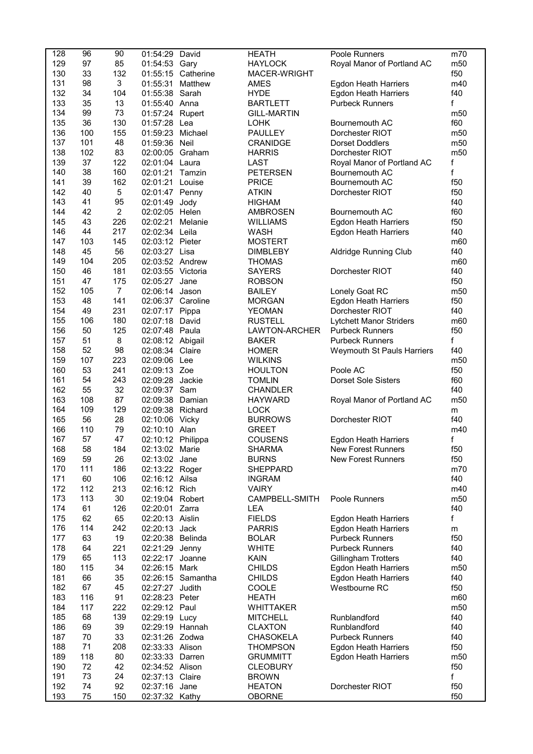| | | | | | | | |
|---|---|---|---|---|---|---|---|
| 128 | 96 | 90 | 01:54:29 | David | HEATH | Poole Runners | m70 |
| 129 | 97 | 85 | 01:54:53 | Gary | HAYLOCK | Royal Manor of Portland AC | m50 |
| 130 | 33 | 132 | 01:55:15 | Catherine | MACER-WRIGHT | | f50 |
| 131 | 98 | 3 | 01:55:31 | Matthew | AMES | Egdon Heath Harriers | m40 |
| 132 | 34 | 104 | 01:55:38 | Sarah | HYDE | Egdon Heath Harriers | f40 |
| 133 | 35 | 13 | 01:55:40 | Anna | BARTLETT | Purbeck Runners | f |
| 134 | 99 | 73 | 01:57:24 | Rupert | GILL-MARTIN | | m50 |
| 135 | 36 | 130 | 01:57:28 | Lea | LOHK | Bournemouth AC | f60 |
| 136 | 100 | 155 | 01:59:23 | Michael | PAULLEY | Dorchester RIOT | m50 |
| 137 | 101 | 48 | 01:59:36 | Neil | CRANIDGE | Dorset Doddlers | m50 |
| 138 | 102 | 83 | 02:00:05 | Graham | HARRIS | Dorchester RIOT | m50 |
| 139 | 37 | 122 | 02:01:04 | Laura | LAST | Royal Manor of Portland AC | f |
| 140 | 38 | 160 | 02:01:21 | Tamzin | PETERSEN | Bournemouth AC | f |
| 141 | 39 | 162 | 02:01:21 | Louise | PRICE | Bournemouth AC | f50 |
| 142 | 40 | 5 | 02:01:47 | Penny | ATKIN | Dorchester RIOT | f50 |
| 143 | 41 | 95 | 02:01:49 | Jody | HIGHAM | | f40 |
| 144 | 42 | 2 | 02:02:05 | Helen | AMBROSEN | Bournemouth AC | f60 |
| 145 | 43 | 226 | 02:02:21 | Melanie | WILLIAMS | Egdon Heath Harriers | f50 |
| 146 | 44 | 217 | 02:02:34 | Leila | WASH | Egdon Heath Harriers | f40 |
| 147 | 103 | 145 | 02:03:12 | Pieter | MOSTERT | | m60 |
| 148 | 45 | 56 | 02:03:27 | Lisa | DIMBLEBY | Aldridge Running Club | f40 |
| 149 | 104 | 205 | 02:03:52 | Andrew | THOMAS | | m60 |
| 150 | 46 | 181 | 02:03:55 | Victoria | SAYERS | Dorchester RIOT | f40 |
| 151 | 47 | 175 | 02:05:27 | Jane | ROBSON | | f50 |
| 152 | 105 | 7 | 02:06:14 | Jason | BAILEY | Lonely Goat RC | m50 |
| 153 | 48 | 141 | 02:06:37 | Caroline | MORGAN | Egdon Heath Harriers | f50 |
| 154 | 49 | 231 | 02:07:17 | Pippa | YEOMAN | Dorchester RIOT | f40 |
| 155 | 106 | 180 | 02:07:18 | David | RUSTELL | Lytchett Manor Striders | m60 |
| 156 | 50 | 125 | 02:07:48 | Paula | LAWTON-ARCHER | Purbeck Runners | f50 |
| 157 | 51 | 8 | 02:08:12 | Abigail | BAKER | Purbeck Runners | f |
| 158 | 52 | 98 | 02:08:34 | Claire | HOMER | Weymouth St Pauls Harriers | f40 |
| 159 | 107 | 223 | 02:09:06 | Lee | WILKINS | | m50 |
| 160 | 53 | 241 | 02:09:13 | Zoe | HOULTON | Poole AC | f50 |
| 161 | 54 | 243 | 02:09:28 | Jackie | TOMLIN | Dorset Sole Sisters | f60 |
| 162 | 55 | 32 | 02:09:37 | Sam | CHANDLER | | f40 |
| 163 | 108 | 87 | 02:09:38 | Damian | HAYWARD | Royal Manor of Portland AC | m50 |
| 164 | 109 | 129 | 02:09:38 | Richard | LOCK | | m |
| 165 | 56 | 28 | 02:10:06 | Vicky | BURROWS | Dorchester RIOT | f40 |
| 166 | 110 | 79 | 02:10:10 | Alan | GREET | | m40 |
| 167 | 57 | 47 | 02:10:12 | Philippa | COUSENS | Egdon Heath Harriers | f |
| 168 | 58 | 184 | 02:13:02 | Marie | SHARMA | New Forest Runners | f50 |
| 169 | 59 | 26 | 02:13:02 | Jane | BURNS | New Forest Runners | f50 |
| 170 | 111 | 186 | 02:13:22 | Roger | SHEPPARD | | m70 |
| 171 | 60 | 106 | 02:16:12 | Ailsa | INGRAM | | f40 |
| 172 | 112 | 213 | 02:16:12 | Rich | VAIRY | | m40 |
| 173 | 113 | 30 | 02:19:04 | Robert | CAMPBELL-SMITH | Poole Runners | m50 |
| 174 | 61 | 126 | 02:20:01 | Zarra | LEA | | f40 |
| 175 | 62 | 65 | 02:20:13 | Aislin | FIELDS | Egdon Heath Harriers | f |
| 176 | 114 | 242 | 02:20:13 | Jack | PARRIS | Egdon Heath Harriers | m |
| 177 | 63 | 19 | 02:20:38 | Belinda | BOLAR | Purbeck Runners | f50 |
| 178 | 64 | 221 | 02:21:29 | Jenny | WHITE | Purbeck Runners | f40 |
| 179 | 65 | 113 | 02:22:17 | Joanne | KAIN | Gillingham Trotters | f40 |
| 180 | 115 | 34 | 02:26:15 | Mark | CHILDS | Egdon Heath Harriers | m50 |
| 181 | 66 | 35 | 02:26:15 | Samantha | CHILDS | Egdon Heath Harriers | f40 |
| 182 | 67 | 45 | 02:27:27 | Judith | COOLE | Westbourne RC | f50 |
| 183 | 116 | 91 | 02:28:23 | Peter | HEATH | | m60 |
| 184 | 117 | 222 | 02:29:12 | Paul | WHITTAKER | | m50 |
| 185 | 68 | 139 | 02:29:19 | Lucy | MITCHELL | Runblandford | f40 |
| 186 | 69 | 39 | 02:29:19 | Hannah | CLAXTON | Runblandford | f40 |
| 187 | 70 | 33 | 02:31:26 | Zodwa | CHASOKELA | Purbeck Runners | f40 |
| 188 | 71 | 208 | 02:33:33 | Alison | THOMPSON | Egdon Heath Harriers | f50 |
| 189 | 118 | 80 | 02:33:33 | Darren | GRUMMITT | Egdon Heath Harriers | m50 |
| 190 | 72 | 42 | 02:34:52 | Alison | CLEOBURY | | f50 |
| 191 | 73 | 24 | 02:37:13 | Claire | BROWN | | f |
| 192 | 74 | 92 | 02:37:16 | Jane | HEATON | Dorchester RIOT | f50 |
| 193 | 75 | 150 | 02:37:32 | Kathy | OBORNE | | f50 |